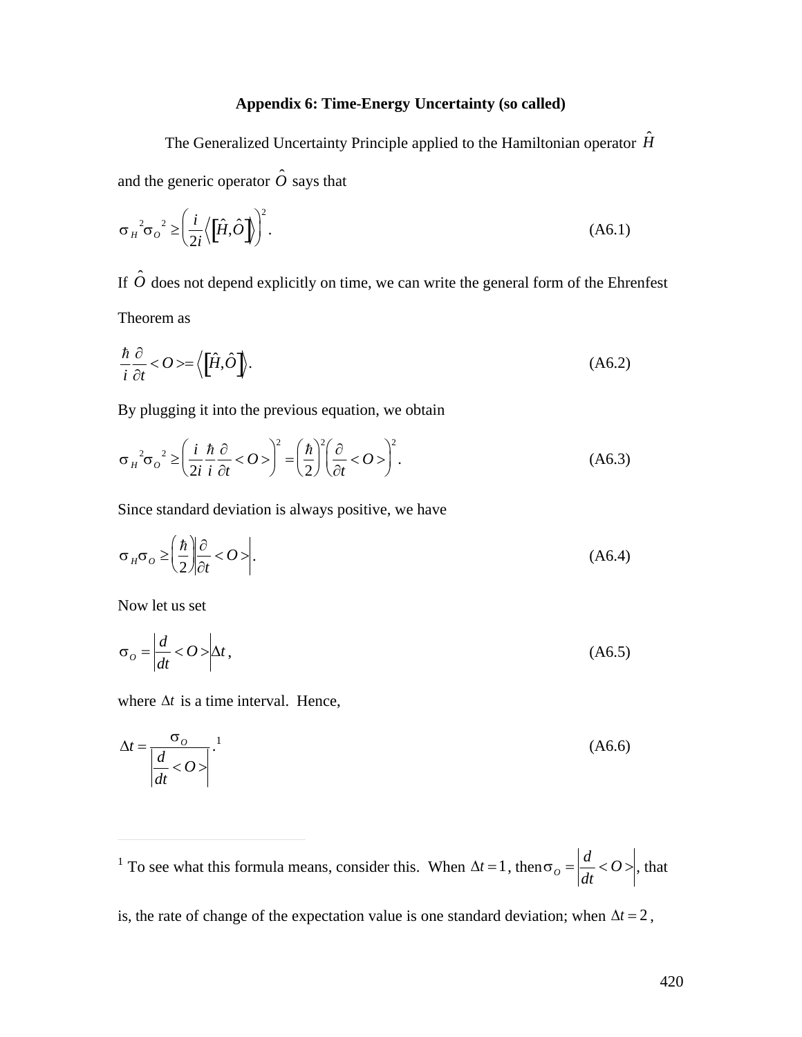## Appendix 6: Time-Energy Uncertainty (so called)

The Generalized Uncertainty Principle applied to the Hamiltonian operator $\hat{H}$ and the generic operator $\hat{O}$ says that

$$\sigma_H{}^2\sigma_O{}^2 \geq \left(\frac{i}{2i}\left\langle\left[\hat{H},\hat{O}\right]\right\rangle\right)^2. \tag{A6.1}$$

If $\hat{O}$ does not depend explicitly on time, we can write the general form of the Ehrenfest Theorem as

$$\frac{\hbar}{i}\frac{\partial}{\partial t} < O > = \left\langle\left[\hat{H},\hat{O}\right]\right\rangle. \tag{A6.2}$$

By plugging it into the previous equation, we obtain

$$\sigma_H{}^2\sigma_O{}^2 \geq \left(\frac{i}{2i}\frac{\hbar}{i}\frac{\partial}{\partial t} < O >\right)^2 = \left(\frac{\hbar}{2}\right)^2\left(\frac{\partial}{\partial t} < O >\right)^2. \tag{A6.3}$$

Since standard deviation is always positive, we have

$$\sigma_H\sigma_O \geq \left(\frac{\hbar}{2}\right)\left|\frac{\partial}{\partial t} < O >\right|. \tag{A6.4}$$

Now let us set

$$\sigma_O = \left|\frac{d}{dt} < O >\right|\Delta t, \tag{A6.5}$$

where $\Delta t$ is a time interval. Hence,

$$\Delta t = \frac{\sigma_O}{\left|\frac{d}{dt} < O >\right|}.[1] \tag{A6.6}$$

---

[1] To see what this formula means, consider this. When $\Delta t = 1$, then $\sigma_O = \left|\frac{d}{dt} < O >\right|$, that is, the rate of change of the expectation value is one standard deviation; when $\Delta t = 2$,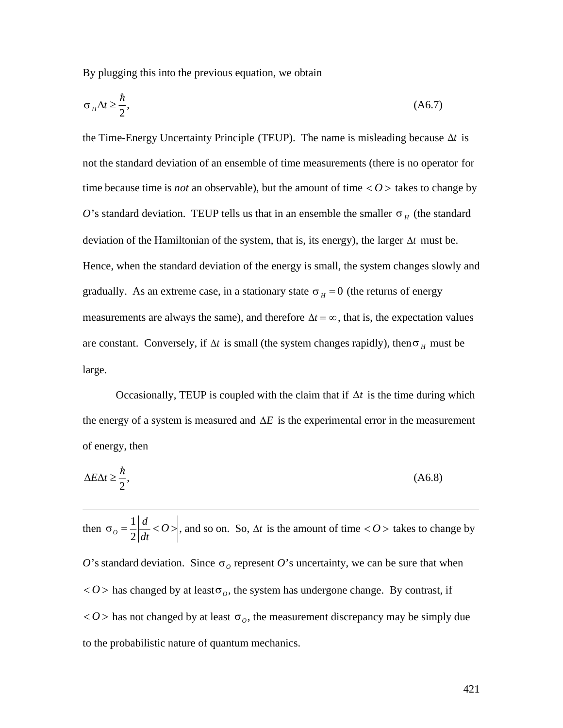By plugging this into the previous equation, we obtain

$$\sigma_H \Delta t \geq \frac{\hbar}{2}, \tag{A6.7}$$

the Time-Energy Uncertainty Principle (TEUP). The name is misleading because $\Delta t$ is not the standard deviation of an ensemble of time measurements (there is no operator for time because time is *not* an observable), but the amount of time $<O>$ takes to change by *O*'s standard deviation. TEUP tells us that in an ensemble the smaller $\sigma_H$ (the standard deviation of the Hamiltonian of the system, that is, its energy), the larger $\Delta t$ must be. Hence, when the standard deviation of the energy is small, the system changes slowly and gradually. As an extreme case, in a stationary state $\sigma_H = 0$ (the returns of energy measurements are always the same), and therefore $\Delta t = \infty$, that is, the expectation values are constant. Conversely, if $\Delta t$ is small (the system changes rapidly), then $\sigma_H$ must be large.

Occasionally, TEUP is coupled with the claim that if $\Delta t$ is the time during which the energy of a system is measured and $\Delta E$ is the experimental error in the measurement of energy, then

$$\Delta E \Delta t \geq \frac{\hbar}{2}, \tag{A6.8}$$

---

then $\sigma_O = \frac{1}{2}\left|\frac{d}{dt} < O >\right|$, and so on. So, $\Delta t$ is the amount of time $<O>$ takes to change by *O*'s standard deviation. Since $\sigma_O$ represent *O*'s uncertainty, we can be sure that when $<O>$ has changed by at least $\sigma_O$, the system has undergone change. By contrast, if $<O>$ has not changed by at least $\sigma_O$, the measurement discrepancy may be simply due to the probabilistic nature of quantum mechanics.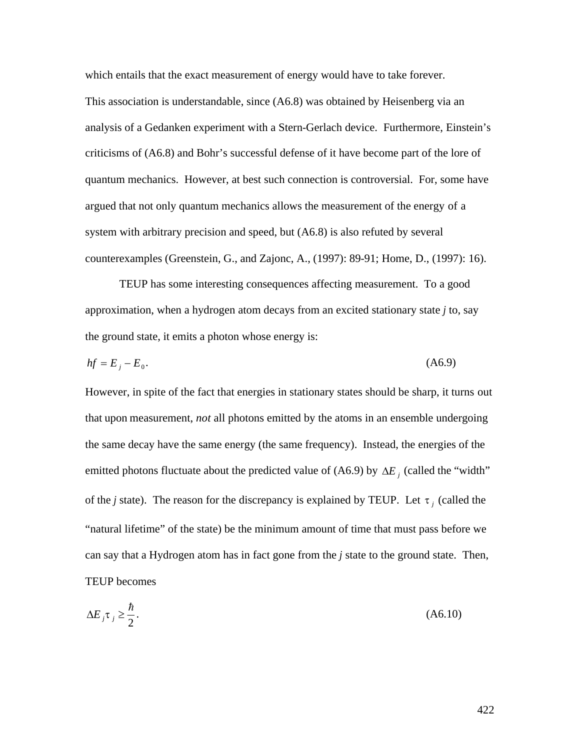which entails that the exact measurement of energy would have to take forever.

This association is understandable, since (A6.8) was obtained by Heisenberg via an analysis of a Gedanken experiment with a Stern-Gerlach device. Furthermore, Einstein's criticisms of (A6.8) and Bohr's successful defense of it have become part of the lore of quantum mechanics. However, at best such connection is controversial. For, some have argued that not only quantum mechanics allows the measurement of the energy of a system with arbitrary precision and speed, but (A6.8) is also refuted by several counterexamples (Greenstein, G., and Zajonc, A., (1997): 89-91; Home, D., (1997): 16).

TEUP has some interesting consequences affecting measurement. To a good approximation, when a hydrogen atom decays from an excited stationary state *j* to, say the ground state, it emits a photon whose energy is:

$$hf = E_j - E_0. \tag{A6.9}$$

However, in spite of the fact that energies in stationary states should be sharp, it turns out that upon measurement, *not* all photons emitted by the atoms in an ensemble undergoing the same decay have the same energy (the same frequency). Instead, the energies of the emitted photons fluctuate about the predicted value of (A6.9) by $\Delta E_j$ (called the "width" of the *j* state). The reason for the discrepancy is explained by TEUP. Let $\tau_j$ (called the "natural lifetime" of the state) be the minimum amount of time that must pass before we can say that a Hydrogen atom has in fact gone from the *j* state to the ground state. Then, TEUP becomes

$$\Delta E_j \tau_j \geq \frac{\hbar}{2}. \tag{A6.10}$$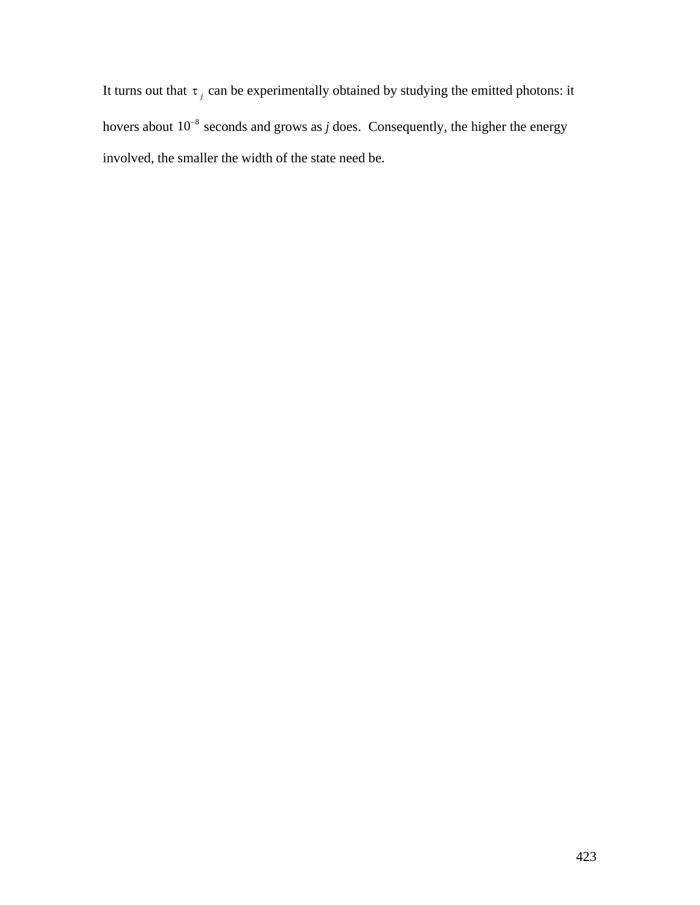It turns out that $\tau_j$ can be experimentally obtained by studying the emitted photons: it hovers about $10^{-8}$ seconds and grows as *j* does. Consequently, the higher the energy involved, the smaller the width of the state need be.